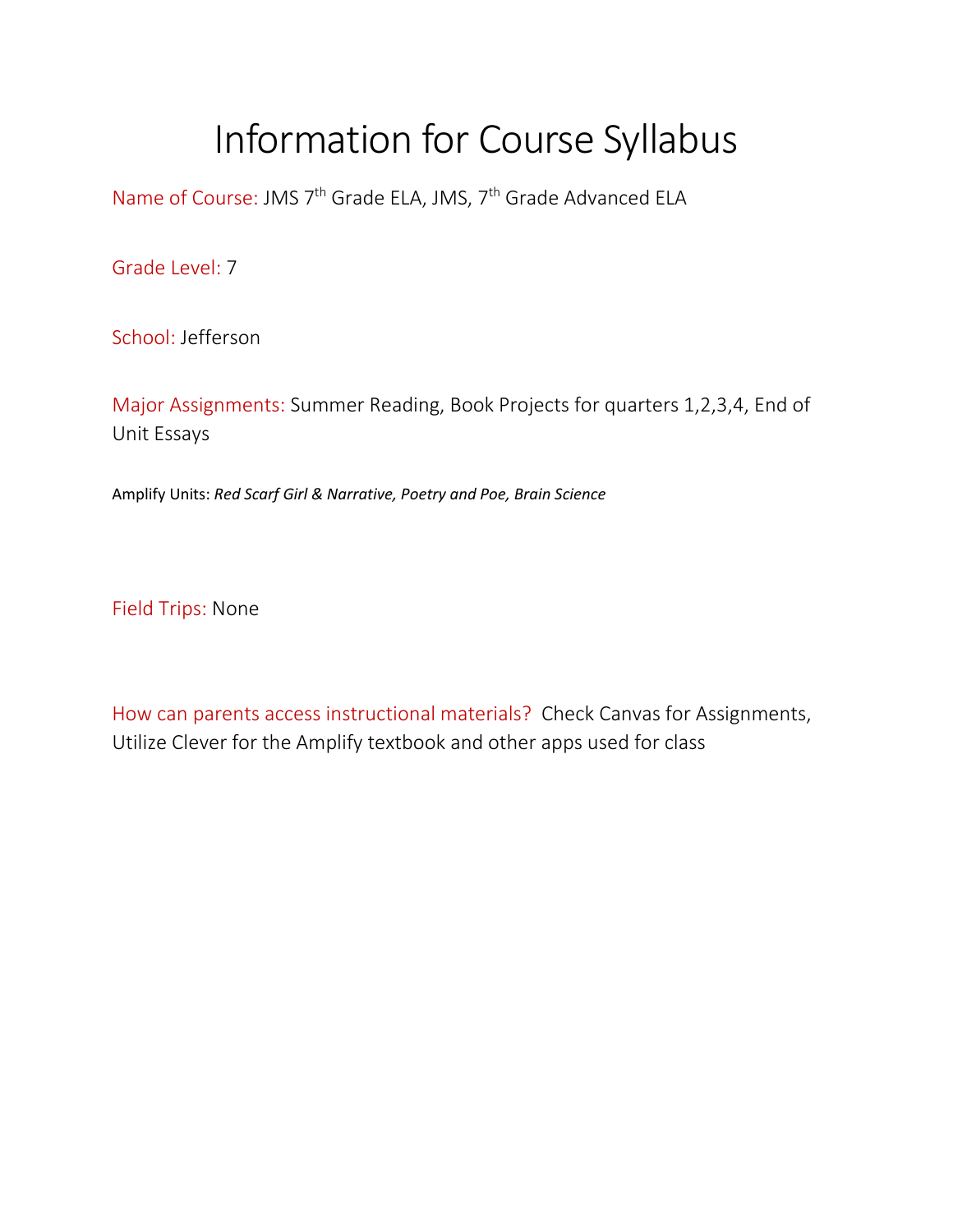# Information for Course Syllabus

Name of Course: JMS 7th Grade ELA, JMS, 7th Grade Advanced ELA

Grade Level: 7

School: Jefferson

Major Assignments: Summer Reading, Book Projects for quarters 1,2,3,4, End of Unit Essays

Amplify Units: *Red Scarf Girl & Narrative, Poetry and Poe, Brain Science*

Field Trips: None

How can parents access instructional materials? Check Canvas for Assignments, Utilize Clever for the Amplify textbook and other apps used for class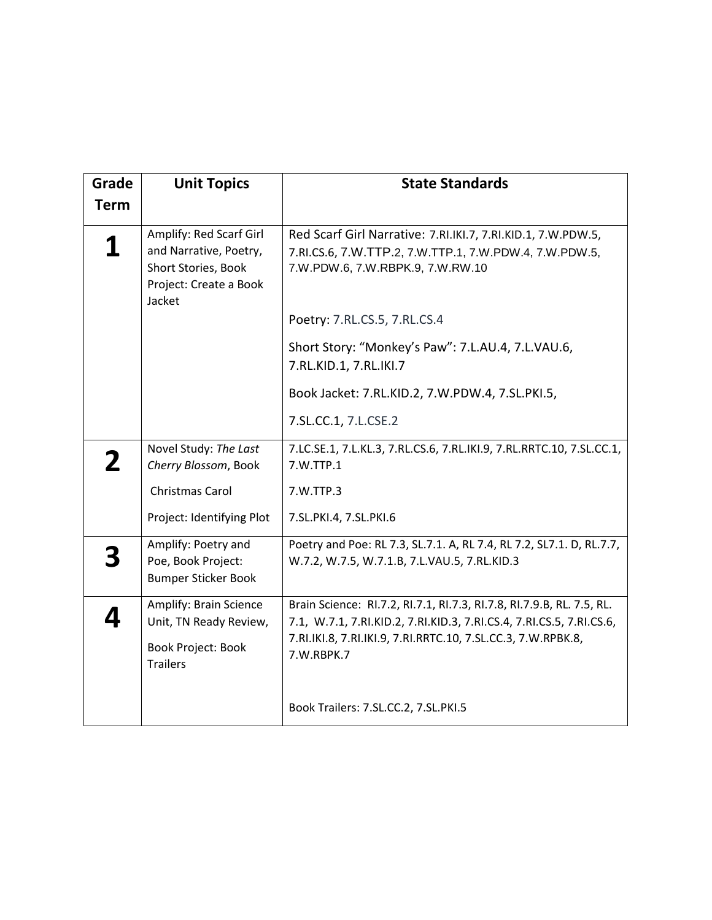| Grade Term | Unit Topics | State Standards |
|---|---|---|
| **1** | Amplify: Red Scarf Girl and Narrative, Poetry, Short Stories, Book Project: Create a Book Jacket | Red Scarf Girl Narrative: 7.RI.IKI.7, 7.RI.KID.1, 7.W.PDW.5, 7.RI.CS.6, 7.W.TTP.2, 7.W.TTP.1, 7.W.PDW.4, 7.W.PDW.5, 7.W.PDW.6, 7.W.RBPK.9, 7.W.RW.10<br><br>Poetry: 7.RL.CS.5, 7.RL.CS.4<br><br>Short Story: "Monkey's Paw": 7.L.AU.4, 7.L.VAU.6, 7.RL.KID.1, 7.RL.IKI.7<br><br>Book Jacket: 7.RL.KID.2, 7.W.PDW.4, 7.SL.PKI.5,<br><br>7.SL.CC.1, 7.L.CSE.2 |
| **2** | Novel Study: *The Last Cherry Blossom*, Book<br><br>Christmas Carol<br><br>Project: Identifying Plot | 7.LC.SE.1, 7.L.KL.3, 7.RL.CS.6, 7.RL.IKI.9, 7.RL.RRTC.10, 7.SL.CC.1, 7.W.TTP.1<br><br>7.W.TTP.3<br><br>7.SL.PKI.4, 7.SL.PKI.6 |
| **3** | Amplify: Poetry and Poe, Book Project: Bumper Sticker Book | Poetry and Poe: RL 7.3, SL.7.1. A, RL 7.4, RL 7.2, SL7.1. D, RL.7.7, W.7.2, W.7.5, W.7.1.B, 7.L.VAU.5, 7.RL.KID.3 |
| **4** | Amplify: Brain Science Unit, TN Ready Review,<br><br>Book Project: Book Trailers | Brain Science: RI.7.2, RI.7.1, RI.7.3, RI.7.8, RI.7.9.B, RL. 7.5, RL. 7.1, W.7.1, 7.RI.KID.2, 7.RI.KID.3, 7.RI.CS.4, 7.RI.CS.5, 7.RI.CS.6, 7.RI.IKI.8, 7.RI.IKI.9, 7.RI.RRTC.10, 7.SL.CC.3, 7.W.RPBK.8, 7.W.RBPK.7<br><br>Book Trailers: 7.SL.CC.2, 7.SL.PKI.5 |